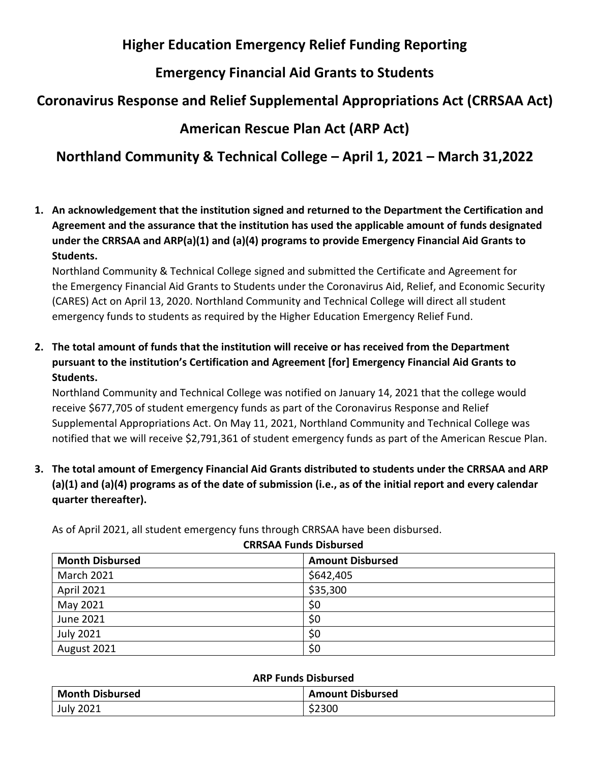# Higher Education Emergency Relief Funding Reporting

## Emergency Financial Aid Grants to Students

## Coronavirus Response and Relief Supplemental Appropriations Act (CRRSAA Act)

## American Rescue Plan Act (ARP Act)

## Northland Community & Technical College – April 1, 2021 – March 31,2022

1. **An acknowledgement that the institution signed and returned to the Department the Certification and Agreement and the assurance that the institution has used the applicable amount of funds designated under the CRRSAA and ARP(a)(1) and (a)(4) programs to provide Emergency Financial Aid Grants to Students.**
   Northland Community & Technical College signed and submitted the Certificate and Agreement for the Emergency Financial Aid Grants to Students under the Coronavirus Aid, Relief, and Economic Security (CARES) Act on April 13, 2020. Northland Community and Technical College will direct all student emergency funds to students as required by the Higher Education Emergency Relief Fund.

2. **The total amount of funds that the institution will receive or has received from the Department pursuant to the institution's Certification and Agreement [for] Emergency Financial Aid Grants to Students.**
   Northland Community and Technical College was notified on January 14, 2021 that the college would receive $677,705 of student emergency funds as part of the Coronavirus Response and Relief Supplemental Appropriations Act. On May 11, 2021, Northland Community and Technical College was notified that we will receive $2,791,361 of student emergency funds as part of the American Rescue Plan.

3. **The total amount of Emergency Financial Aid Grants distributed to students under the CRRSAA and ARP (a)(1) and (a)(4) programs as of the date of submission (i.e., as of the initial report and every calendar quarter thereafter).**

As of April 2021, all student emergency funs through CRRSAA have been disbursed.

**CRRSAA Funds Disbursed**

| Month Disbursed | Amount Disbursed |
|---|---|
| March 2021 | $642,405 |
| April 2021 | $35,300 |
| May 2021 | $0 |
| June 2021 | $0 |
| July 2021 | $0 |
| August 2021 | $0 |

**ARP Funds Disbursed**

| Month Disbursed | Amount Disbursed |
|---|---|
| July 2021 | $2300 |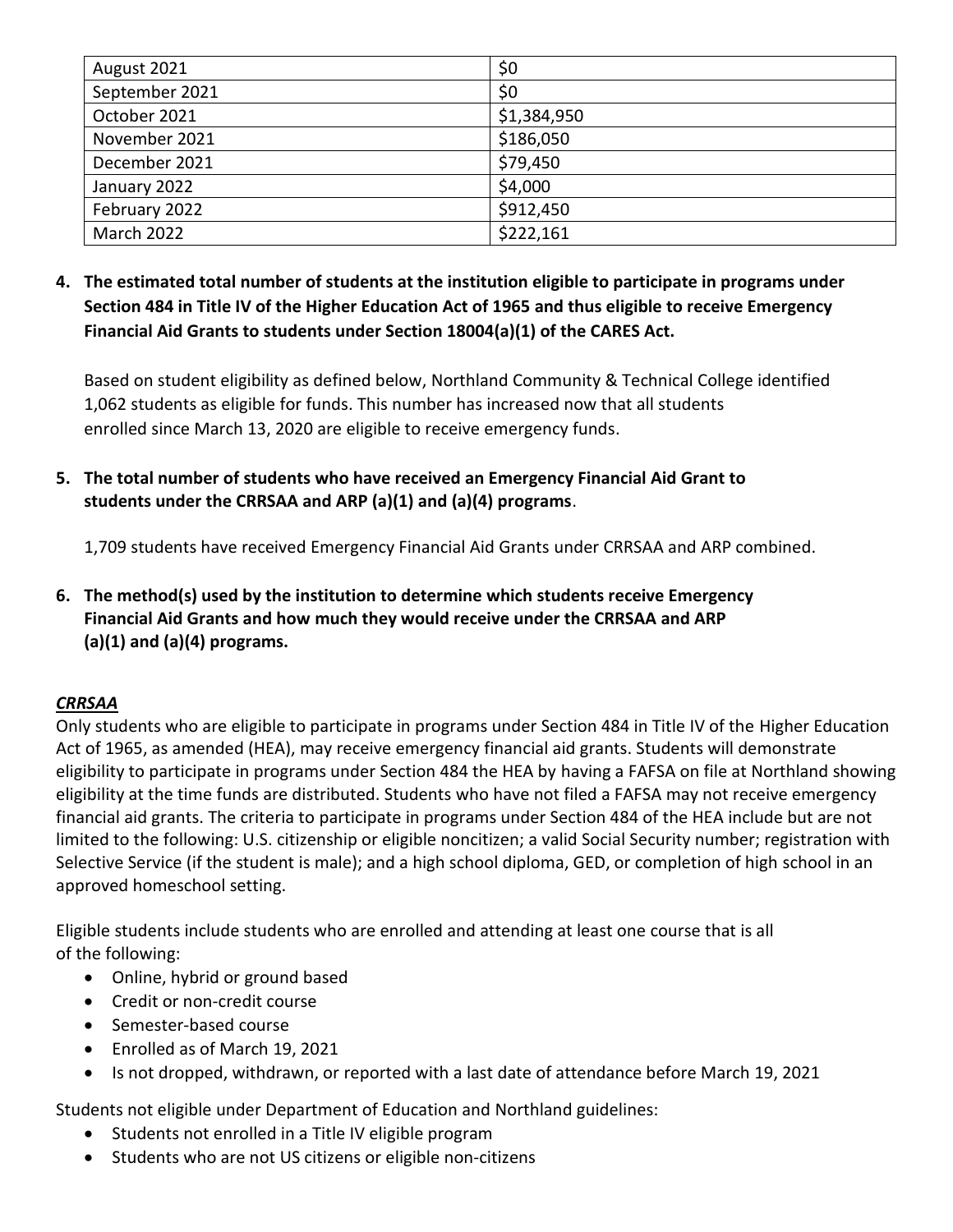| August 2021 | $0 |
|---|---|
| September 2021 | $0 |
| October 2021 | $1,384,950 |
| November 2021 | $186,050 |
| December 2021 | $79,450 |
| January 2022 | $4,000 |
| February 2022 | $912,450 |
| March 2022 | $222,161 |

4. **The estimated total number of students at the institution eligible to participate in programs under Section 484 in Title IV of the Higher Education Act of 1965 and thus eligible to receive Emergency Financial Aid Grants to students under Section 18004(a)(1) of the CARES Act.**

   Based on student eligibility as defined below, Northland Community & Technical College identified 1,062 students as eligible for funds. This number has increased now that all students enrolled since March 13, 2020 are eligible to receive emergency funds.

5. **The total number of students who have received an Emergency Financial Aid Grant to students under the CRRSAA and ARP (a)(1) and (a)(4) programs**.

   1,709 students have received Emergency Financial Aid Grants under CRRSAA and ARP combined.

6. **The method(s) used by the institution to determine which students receive Emergency Financial Aid Grants and how much they would receive under the CRRSAA and ARP (a)(1) and (a)(4) programs.**

***CRRSAA***

Only students who are eligible to participate in programs under Section 484 in Title IV of the Higher Education Act of 1965, as amended (HEA), may receive emergency financial aid grants. Students will demonstrate eligibility to participate in programs under Section 484 the HEA by having a FAFSA on file at Northland showing eligibility at the time funds are distributed. Students who have not filed a FAFSA may not receive emergency financial aid grants. The criteria to participate in programs under Section 484 of the HEA include but are not limited to the following: U.S. citizenship or eligible noncitizen; a valid Social Security number; registration with Selective Service (if the student is male); and a high school diploma, GED, or completion of high school in an approved homeschool setting.

Eligible students include students who are enrolled and attending at least one course that is all of the following:

- Online, hybrid or ground based
- Credit or non-credit course
- Semester-based course
- Enrolled as of March 19, 2021
- Is not dropped, withdrawn, or reported with a last date of attendance before March 19, 2021

Students not eligible under Department of Education and Northland guidelines:

- Students not enrolled in a Title IV eligible program
- Students who are not US citizens or eligible non-citizens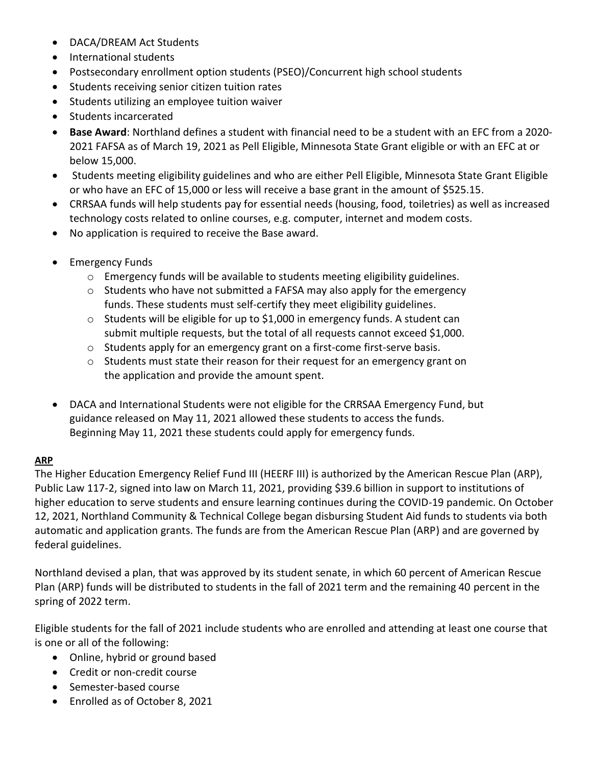- DACA/DREAM Act Students
- International students
- Postsecondary enrollment option students (PSEO)/Concurrent high school students
- Students receiving senior citizen tuition rates
- Students utilizing an employee tuition waiver
- Students incarcerated
- **Base Award**: Northland defines a student with financial need to be a student with an EFC from a 2020-2021 FAFSA as of March 19, 2021 as Pell Eligible, Minnesota State Grant eligible or with an EFC at or below 15,000.
- Students meeting eligibility guidelines and who are either Pell Eligible, Minnesota State Grant Eligible or who have an EFC of 15,000 or less will receive a base grant in the amount of $525.15.
- CRRSAA funds will help students pay for essential needs (housing, food, toiletries) as well as increased technology costs related to online courses, e.g. computer, internet and modem costs.
- No application is required to receive the Base award.

- Emergency Funds
  - Emergency funds will be available to students meeting eligibility guidelines.
  - Students who have not submitted a FAFSA may also apply for the emergency funds. These students must self-certify they meet eligibility guidelines.
  - Students will be eligible for up to $1,000 in emergency funds. A student can submit multiple requests, but the total of all requests cannot exceed $1,000.
  - Students apply for an emergency grant on a first-come first-serve basis.
  - Students must state their reason for their request for an emergency grant on the application and provide the amount spent.

- DACA and International Students were not eligible for the CRRSAA Emergency Fund, but guidance released on May 11, 2021 allowed these students to access the funds. Beginning May 11, 2021 these students could apply for emergency funds.

**ARP**

The Higher Education Emergency Relief Fund III (HEERF III) is authorized by the American Rescue Plan (ARP), Public Law 117-2, signed into law on March 11, 2021, providing $39.6 billion in support to institutions of higher education to serve students and ensure learning continues during the COVID-19 pandemic. On October 12, 2021, Northland Community & Technical College began disbursing Student Aid funds to students via both automatic and application grants. The funds are from the American Rescue Plan (ARP) and are governed by federal guidelines.

Northland devised a plan, that was approved by its student senate, in which 60 percent of American Rescue Plan (ARP) funds will be distributed to students in the fall of 2021 term and the remaining 40 percent in the spring of 2022 term.

Eligible students for the fall of 2021 include students who are enrolled and attending at least one course that is one or all of the following:

- Online, hybrid or ground based
- Credit or non-credit course
- Semester-based course
- Enrolled as of October 8, 2021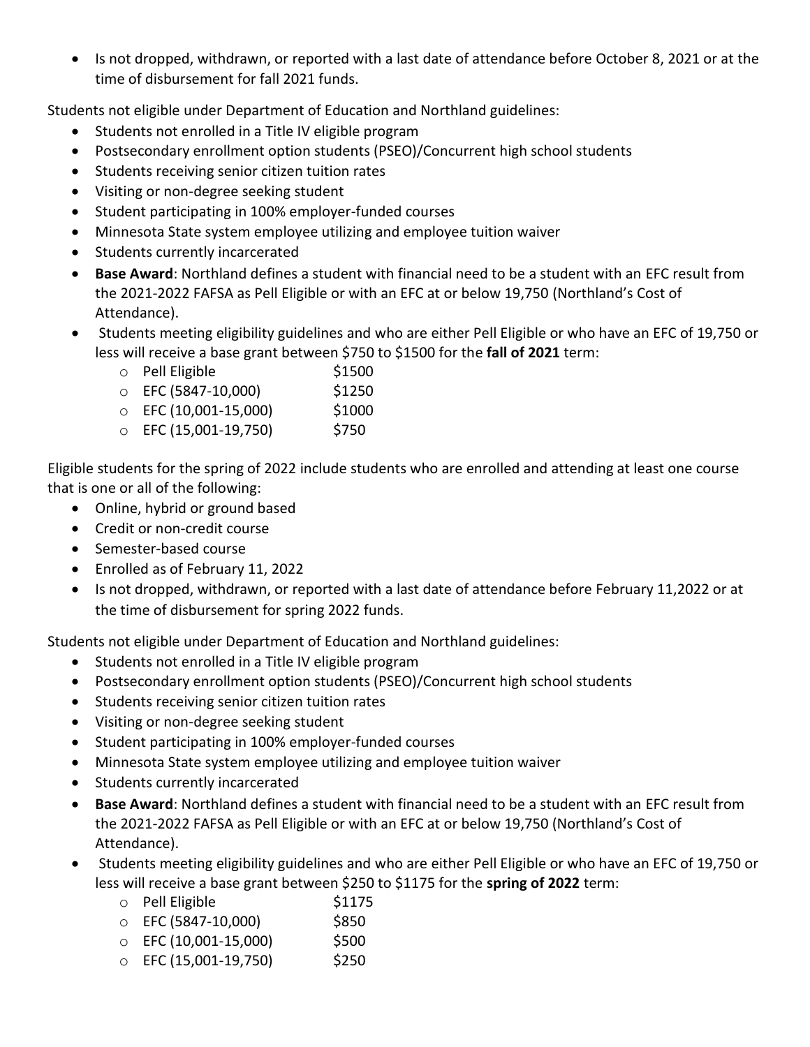- Is not dropped, withdrawn, or reported with a last date of attendance before October 8, 2021 or at the time of disbursement for fall 2021 funds.

Students not eligible under Department of Education and Northland guidelines:

- Students not enrolled in a Title IV eligible program
- Postsecondary enrollment option students (PSEO)/Concurrent high school students
- Students receiving senior citizen tuition rates
- Visiting or non-degree seeking student
- Student participating in 100% employer-funded courses
- Minnesota State system employee utilizing and employee tuition waiver
- Students currently incarcerated
- **Base Award**: Northland defines a student with financial need to be a student with an EFC result from the 2021-2022 FAFSA as Pell Eligible or with an EFC at or below 19,750 (Northland's Cost of Attendance).
- Students meeting eligibility guidelines and who are either Pell Eligible or who have an EFC of 19,750 or less will receive a base grant between $750 to $1500 for the **fall of 2021** term:
  - Pell Eligible $1500
  - EFC (5847-10,000) $1250
  - EFC (10,001-15,000) $1000
  - EFC (15,001-19,750) $750

Eligible students for the spring of 2022 include students who are enrolled and attending at least one course that is one or all of the following:

- Online, hybrid or ground based
- Credit or non-credit course
- Semester-based course
- Enrolled as of February 11, 2022
- Is not dropped, withdrawn, or reported with a last date of attendance before February 11,2022 or at the time of disbursement for spring 2022 funds.

Students not eligible under Department of Education and Northland guidelines:

- Students not enrolled in a Title IV eligible program
- Postsecondary enrollment option students (PSEO)/Concurrent high school students
- Students receiving senior citizen tuition rates
- Visiting or non-degree seeking student
- Student participating in 100% employer-funded courses
- Minnesota State system employee utilizing and employee tuition waiver
- Students currently incarcerated
- **Base Award**: Northland defines a student with financial need to be a student with an EFC result from the 2021-2022 FAFSA as Pell Eligible or with an EFC at or below 19,750 (Northland's Cost of Attendance).
- Students meeting eligibility guidelines and who are either Pell Eligible or who have an EFC of 19,750 or less will receive a base grant between $250 to $1175 for the **spring of 2022** term:
  - Pell Eligible $1175
  - EFC (5847-10,000) $850
  - EFC (10,001-15,000) $500
  - EFC (15,001-19,750) $250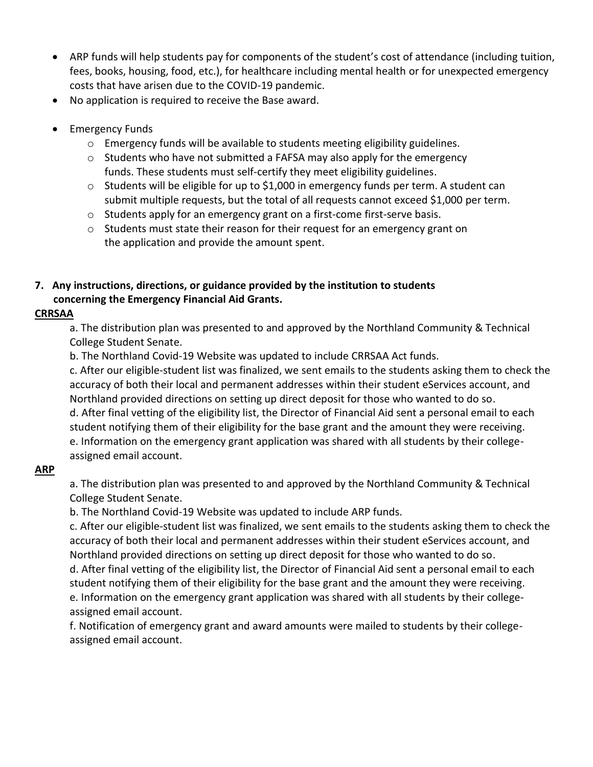- ARP funds will help students pay for components of the student's cost of attendance (including tuition, fees, books, housing, food, etc.), for healthcare including mental health or for unexpected emergency costs that have arisen due to the COVID-19 pandemic.
- No application is required to receive the Base award.
- Emergency Funds
  - Emergency funds will be available to students meeting eligibility guidelines.
  - Students who have not submitted a FAFSA may also apply for the emergency funds. These students must self-certify they meet eligibility guidelines.
  - Students will be eligible for up to $1,000 in emergency funds per term. A student can submit multiple requests, but the total of all requests cannot exceed $1,000 per term.
  - Students apply for an emergency grant on a first-come first-serve basis.
  - Students must state their reason for their request for an emergency grant on the application and provide the amount spent.

**7. Any instructions, directions, or guidance provided by the institution to students concerning the Emergency Financial Aid Grants.**

**CRRSAA**

a. The distribution plan was presented to and approved by the Northland Community & Technical College Student Senate.

b. The Northland Covid-19 Website was updated to include CRRSAA Act funds.

c. After our eligible-student list was finalized, we sent emails to the students asking them to check the accuracy of both their local and permanent addresses within their student eServices account, and Northland provided directions on setting up direct deposit for those who wanted to do so.

d. After final vetting of the eligibility list, the Director of Financial Aid sent a personal email to each student notifying them of their eligibility for the base grant and the amount they were receiving.

e. Information on the emergency grant application was shared with all students by their college-assigned email account.

**ARP**

a. The distribution plan was presented to and approved by the Northland Community & Technical College Student Senate.

b. The Northland Covid-19 Website was updated to include ARP funds.

c. After our eligible-student list was finalized, we sent emails to the students asking them to check the accuracy of both their local and permanent addresses within their student eServices account, and Northland provided directions on setting up direct deposit for those who wanted to do so.

d. After final vetting of the eligibility list, the Director of Financial Aid sent a personal email to each student notifying them of their eligibility for the base grant and the amount they were receiving.

e. Information on the emergency grant application was shared with all students by their college-assigned email account.

f. Notification of emergency grant and award amounts were mailed to students by their college-assigned email account.